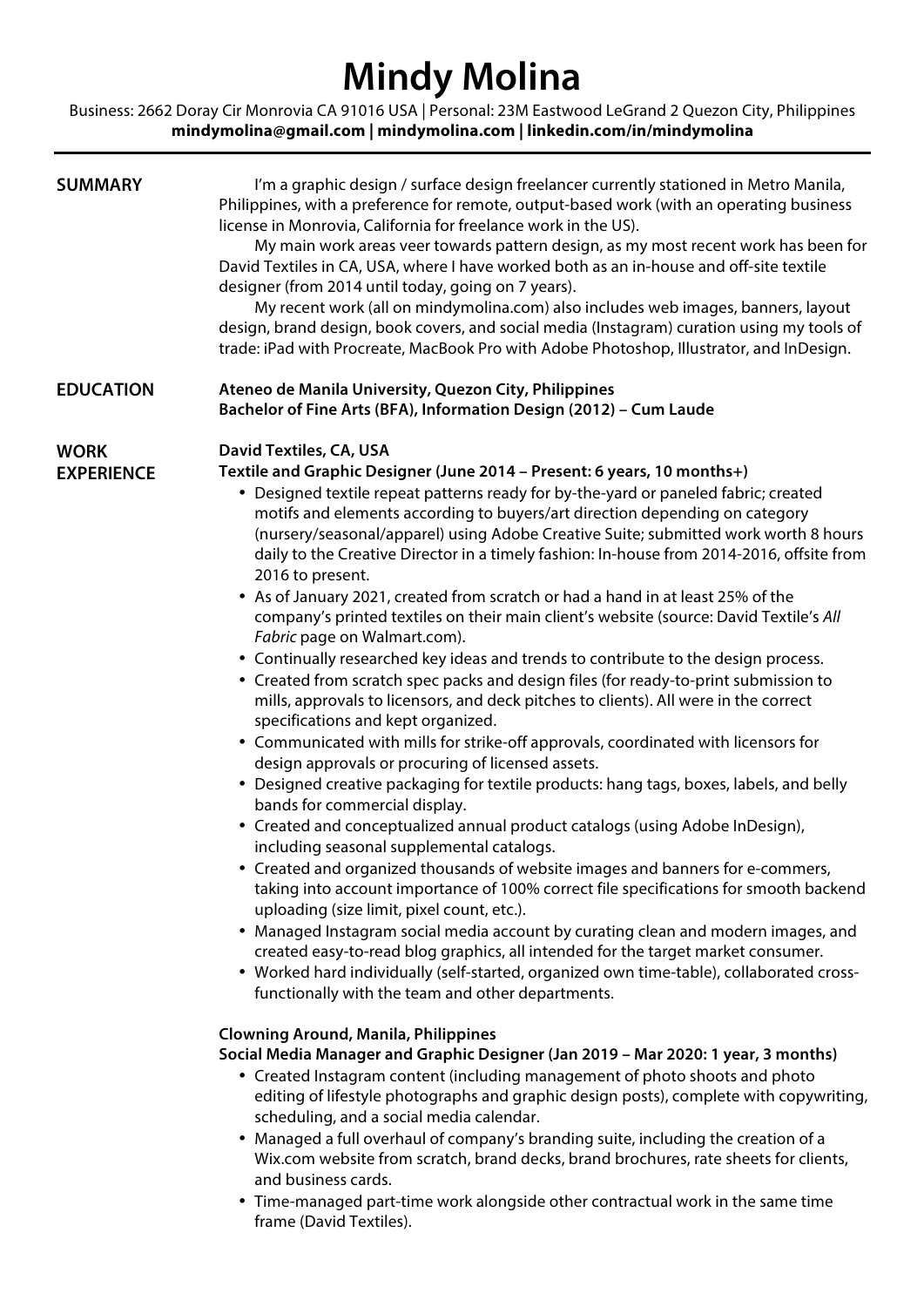# Mindy Molina

Business: 2662 Doray Cir Monrovia CA 91016 USA | Personal: 23M Eastwood LeGrand 2 Quezon City, Philippines
**mindymolina@gmail.com | mindymolina.com | linkedin.com/in/mindymolina**

---

## SUMMARY

I'm a graphic design / surface design freelancer currently stationed in Metro Manila, Philippines, with a preference for remote, output-based work (with an operating business license in Monrovia, California for freelance work in the US).

My main work areas veer towards pattern design, as my most recent work has been for David Textiles in CA, USA, where I have worked both as an in-house and off-site textile designer (from 2014 until today, going on 7 years).

My recent work (all on mindymolina.com) also includes web images, banners, layout design, brand design, book covers, and social media (Instagram) curation using my tools of trade: iPad with Procreate, MacBook Pro with Adobe Photoshop, Illustrator, and InDesign.

## EDUCATION

**Ateneo de Manila University, Quezon City, Philippines**
**Bachelor of Fine Arts (BFA), Information Design (2012) – Cum Laude**

## WORK EXPERIENCE

**David Textiles, CA, USA**
**Textile and Graphic Designer (June 2014 – Present: 6 years, 10 months+)**

- Designed textile repeat patterns ready for by-the-yard or paneled fabric; created motifs and elements according to buyers/art direction depending on category (nursery/seasonal/apparel) using Adobe Creative Suite; submitted work worth 8 hours daily to the Creative Director in a timely fashion: In-house from 2014-2016, offsite from 2016 to present.
- As of January 2021, created from scratch or had a hand in at least 25% of the company's printed textiles on their main client's website (source: David Textile's *All Fabric* page on Walmart.com).
- Continually researched key ideas and trends to contribute to the design process.
- Created from scratch spec packs and design files (for ready-to-print submission to mills, approvals to licensors, and deck pitches to clients). All were in the correct specifications and kept organized.
- Communicated with mills for strike-off approvals, coordinated with licensors for design approvals or procuring of licensed assets.
- Designed creative packaging for textile products: hang tags, boxes, labels, and belly bands for commercial display.
- Created and conceptualized annual product catalogs (using Adobe InDesign), including seasonal supplemental catalogs.
- Created and organized thousands of website images and banners for e-commers, taking into account importance of 100% correct file specifications for smooth backend uploading (size limit, pixel count, etc.).
- Managed Instagram social media account by curating clean and modern images, and created easy-to-read blog graphics, all intended for the target market consumer.
- Worked hard individually (self-started, organized own time-table), collaborated cross-functionally with the team and other departments.

**Clowning Around, Manila, Philippines**
**Social Media Manager and Graphic Designer (Jan 2019 – Mar 2020: 1 year, 3 months)**

- Created Instagram content (including management of photo shoots and photo editing of lifestyle photographs and graphic design posts), complete with copywriting, scheduling, and a social media calendar.
- Managed a full overhaul of company's branding suite, including the creation of a Wix.com website from scratch, brand decks, brand brochures, rate sheets for clients, and business cards.
- Time-managed part-time work alongside other contractual work in the same time frame (David Textiles).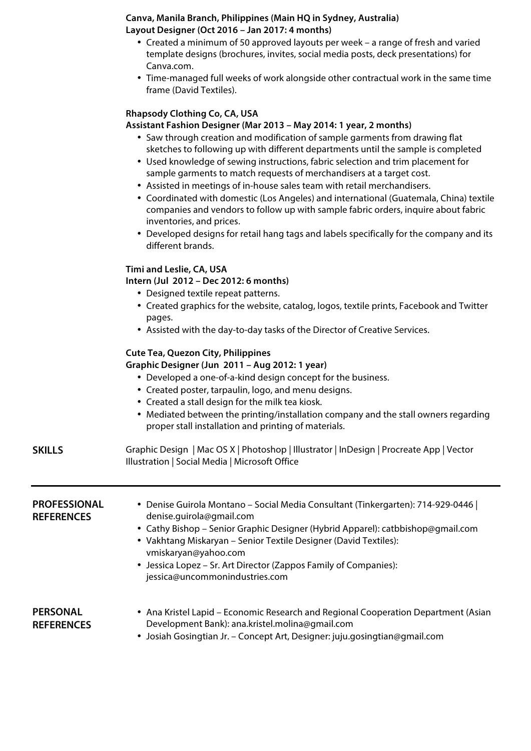**Canva, Manila Branch, Philippines (Main HQ in Sydney, Australia)**
**Layout Designer (Oct 2016 – Jan 2017: 4 months)**

- Created a minimum of 50 approved layouts per week – a range of fresh and varied template designs (brochures, invites, social media posts, deck presentations) for Canva.com.
- Time-managed full weeks of work alongside other contractual work in the same time frame (David Textiles).

**Rhapsody Clothing Co, CA, USA**
**Assistant Fashion Designer (Mar 2013 – May 2014: 1 year, 2 months)**

- Saw through creation and modification of sample garments from drawing flat sketches to following up with different departments until the sample is completed
- Used knowledge of sewing instructions, fabric selection and trim placement for sample garments to match requests of merchandisers at a target cost.
- Assisted in meetings of in-house sales team with retail merchandisers.
- Coordinated with domestic (Los Angeles) and international (Guatemala, China) textile companies and vendors to follow up with sample fabric orders, inquire about fabric inventories, and prices.
- Developed designs for retail hang tags and labels specifically for the company and its different brands.

**Timi and Leslie, CA, USA**
**Intern (Jul 2012 – Dec 2012: 6 months)**

- Designed textile repeat patterns.
- Created graphics for the website, catalog, logos, textile prints, Facebook and Twitter pages.
- Assisted with the day-to-day tasks of the Director of Creative Services.

**Cute Tea, Quezon City, Philippines**
**Graphic Designer (Jun 2011 – Aug 2012: 1 year)**

- Developed a one-of-a-kind design concept for the business.
- Created poster, tarpaulin, logo, and menu designs.
- Created a stall design for the milk tea kiosk.
- Mediated between the printing/installation company and the stall owners regarding proper stall installation and printing of materials.

## SKILLS

Graphic Design | Mac OS X | Photoshop | Illustrator | InDesign | Procreate App | Vector Illustration | Social Media | Microsoft Office

---

## PROFESSIONAL REFERENCES

- Denise Guirola Montano – Social Media Consultant (Tinkergarten): 714-929-0446 | denise.guirola@gmail.com
- Cathy Bishop – Senior Graphic Designer (Hybrid Apparel): catbbishop@gmail.com
- Vakhtang Miskaryan – Senior Textile Designer (David Textiles): vmiskaryan@yahoo.com
- Jessica Lopez – Sr. Art Director (Zappos Family of Companies): jessica@uncommonindustries.com

## PERSONAL REFERENCES

- Ana Kristel Lapid – Economic Research and Regional Cooperation Department (Asian Development Bank): ana.kristel.molina@gmail.com
- Josiah Gosingtian Jr. – Concept Art, Designer: juju.gosingtian@gmail.com